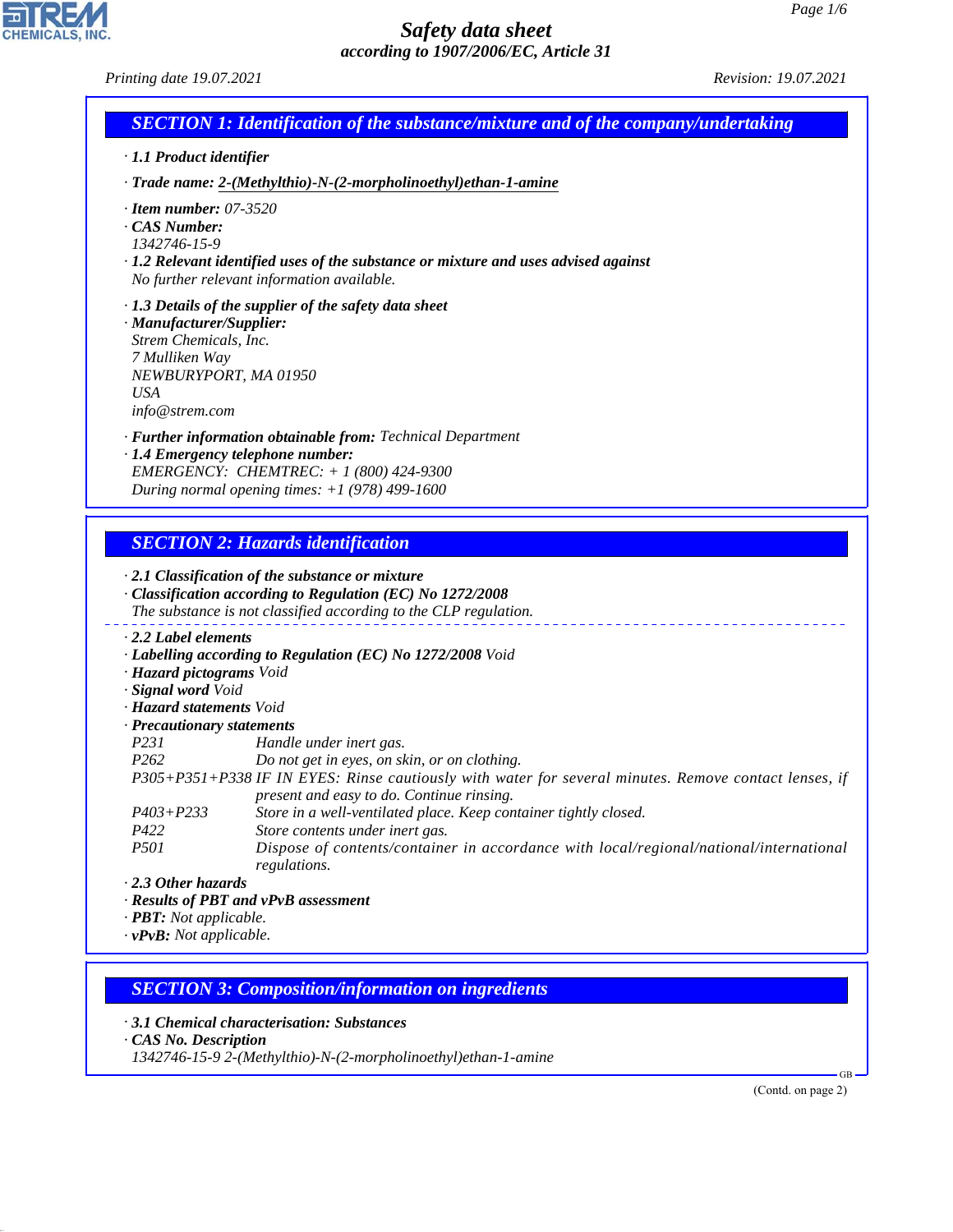# Safety data sheet

*according to 1907/2006/EC, Article 31*

*Printing date 19.07.2021* *Revision: 19.07.2021*

## SECTION 1: Identification of the substance/mixture and of the company/undertaking

· **1.1 Product identifier**

· **Trade name: 2-(Methylthio)-N-(2-morpholinoethyl)ethan-1-amine**

· **Item number:** 07-3520
· **CAS Number:**
1342746-15-9
· **1.2 Relevant identified uses of the substance or mixture and uses advised against**
No further relevant information available.

· **1.3 Details of the supplier of the safety data sheet**
· **Manufacturer/Supplier:**
Strem Chemicals, Inc.
7 Mulliken Way
NEWBURYPORT, MA 01950
USA
info@strem.com

· **Further information obtainable from:** Technical Department
· **1.4 Emergency telephone number:**
EMERGENCY: CHEMTREC: + 1 (800) 424-9300
During normal opening times: +1 (978) 499-1600

## SECTION 2: Hazards identification

· **2.1 Classification of the substance or mixture**
· **Classification according to Regulation (EC) No 1272/2008**
The substance is not classified according to the CLP regulation.

· **2.2 Label elements**
· **Labelling according to Regulation (EC) No 1272/2008** Void
· **Hazard pictograms** Void
· **Signal word** Void
· **Hazard statements** Void
· **Precautionary statements**

| | |
|---|---|
| P231 | Handle under inert gas. |
| P262 | Do not get in eyes, on skin, or on clothing. |
| P305+P351+P338 | IF IN EYES: Rinse cautiously with water for several minutes. Remove contact lenses, if present and easy to do. Continue rinsing. |
| P403+P233 | Store in a well-ventilated place. Keep container tightly closed. |
| P422 | Store contents under inert gas. |
| P501 | Dispose of contents/container in accordance with local/regional/national/international regulations. |

· **2.3 Other hazards**
· **Results of PBT and vPvB assessment**
· **PBT:** Not applicable.
· **vPvB:** Not applicable.

## SECTION 3: Composition/information on ingredients

· **3.1 Chemical characterisation: Substances**
· **CAS No. Description**
1342746-15-9 2-(Methylthio)-N-(2-morpholinoethyl)ethan-1-amine

(Contd. on page 2)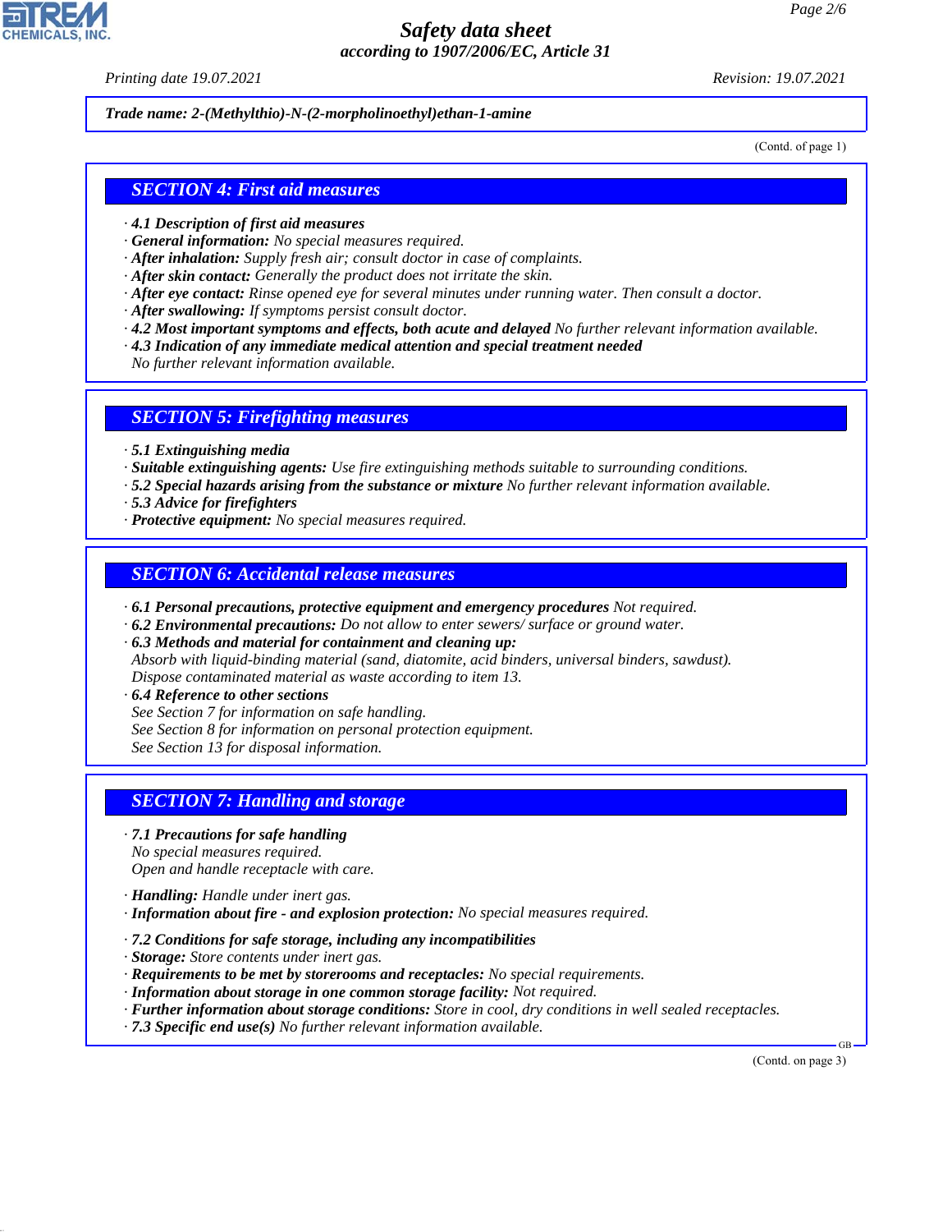*Trade name: 2-(Methylthio)-N-(2-morpholinoethyl)ethan-1-amine*

(Contd. of page 1)

## SECTION 4: First aid measures

· **4.1 Description of first aid measures**
· **General information:** No special measures required.
· **After inhalation:** Supply fresh air; consult doctor in case of complaints.
· **After skin contact:** Generally the product does not irritate the skin.
· **After eye contact:** Rinse opened eye for several minutes under running water. Then consult a doctor.
· **After swallowing:** If symptoms persist consult doctor.
· **4.2 Most important symptoms and effects, both acute and delayed** No further relevant information available.
· **4.3 Indication of any immediate medical attention and special treatment needed**
No further relevant information available.

## SECTION 5: Firefighting measures

· **5.1 Extinguishing media**
· **Suitable extinguishing agents:** Use fire extinguishing methods suitable to surrounding conditions.
· **5.2 Special hazards arising from the substance or mixture** No further relevant information available.
· **5.3 Advice for firefighters**
· **Protective equipment:** No special measures required.

## SECTION 6: Accidental release measures

· **6.1 Personal precautions, protective equipment and emergency procedures** Not required.
· **6.2 Environmental precautions:** Do not allow to enter sewers/ surface or ground water.
· **6.3 Methods and material for containment and cleaning up:**
Absorb with liquid-binding material (sand, diatomite, acid binders, universal binders, sawdust).
Dispose contaminated material as waste according to item 13.
· **6.4 Reference to other sections**
See Section 7 for information on safe handling.
See Section 8 for information on personal protection equipment.
See Section 13 for disposal information.

## SECTION 7: Handling and storage

· **7.1 Precautions for safe handling**
No special measures required.
Open and handle receptacle with care.

· **Handling:** Handle under inert gas.
· **Information about fire - and explosion protection:** No special measures required.

· **7.2 Conditions for safe storage, including any incompatibilities**
· **Storage:** Store contents under inert gas.
· **Requirements to be met by storerooms and receptacles:** No special requirements.
· **Information about storage in one common storage facility:** Not required.
· **Further information about storage conditions:** Store in cool, dry conditions in well sealed receptacles.
· **7.3 Specific end use(s)** No further relevant information available.

(Contd. on page 3)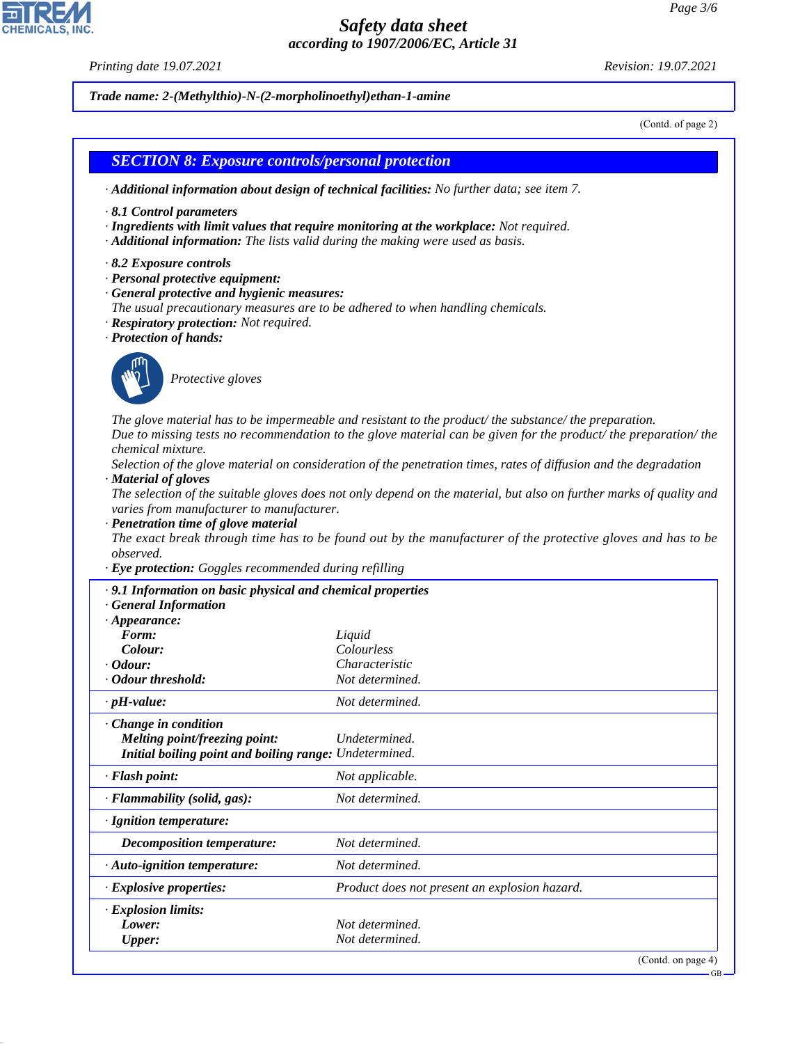**Trade name: 2-(Methylthio)-N-(2-morpholinoethyl)ethan-1-amine**

(Contd. of page 2)

## SECTION 8: Exposure controls/personal protection

· **Additional information about design of technical facilities:** No further data; see item 7.

· **8.1 Control parameters**
· **Ingredients with limit values that require monitoring at the workplace:** Not required.
· **Additional information:** The lists valid during the making were used as basis.

· **8.2 Exposure controls**
· **Personal protective equipment:**
· **General protective and hygienic measures:**
The usual precautionary measures are to be adhered to when handling chemicals.
· **Respiratory protection:** Not required.
· **Protection of hands:**

Protective gloves

The glove material has to be impermeable and resistant to the product/ the substance/ the preparation.
Due to missing tests no recommendation to the glove material can be given for the product/ the preparation/ the chemical mixture.
Selection of the glove material on consideration of the penetration times, rates of diffusion and the degradation
· **Material of gloves**
The selection of the suitable gloves does not only depend on the material, but also on further marks of quality and varies from manufacturer to manufacturer.
· **Penetration time of glove material**
The exact break through time has to be found out by the manufacturer of the protective gloves and has to be observed.
· **Eye protection:** Goggles recommended during refilling

· **9.1 Information on basic physical and chemical properties**
· **General Information**

| | |
|---|---|
| · **Appearance:** | |
| **Form:** | Liquid |
| **Colour:** | Colourless |
| · **Odour:** | Characteristic |
| · **Odour threshold:** | Not determined. |
| · **pH-value:** | Not determined. |
| · **Change in condition** | |
| **Melting point/freezing point:** | Undetermined. |
| **Initial boiling point and boiling range:** | Undetermined. |
| · **Flash point:** | Not applicable. |
| · **Flammability (solid, gas):** | Not determined. |
| · **Ignition temperature:** | |
| **Decomposition temperature:** | Not determined. |
| · **Auto-ignition temperature:** | Not determined. |
| · **Explosive properties:** | Product does not present an explosion hazard. |
| · **Explosion limits:** | |
| **Lower:** | Not determined. |
| **Upper:** | Not determined. |

(Contd. on page 4)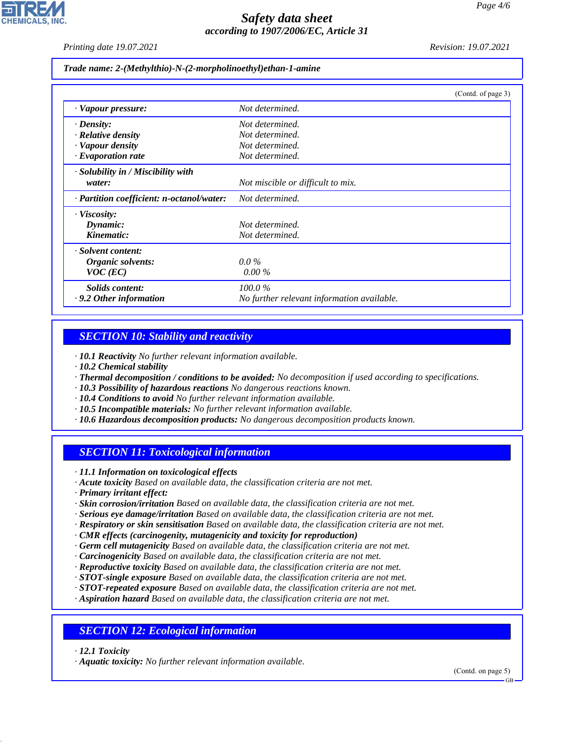**Trade name: 2-(Methylthio)-N-(2-morpholinoethyl)ethan-1-amine**

(Contd. of page 3)

| | |
|---|---|
| · **Vapour pressure:** | Not determined. |
| · **Density:** | Not determined. |
| · **Relative density** | Not determined. |
| · **Vapour density** | Not determined. |
| · **Evaporation rate** | Not determined. |
| · **Solubility in / Miscibility with water:** | Not miscible or difficult to mix. |
| · **Partition coefficient: n-octanol/water:** | Not determined. |
| · **Viscosity:** | |
| **Dynamic:** | Not determined. |
| **Kinematic:** | Not determined. |
| · **Solvent content:** | |
| **Organic solvents:** | 0.0 % |
| **VOC (EC)** | 0.00 % |
| **Solids content:** | 100.0 % |
| · **9.2 Other information** | No further relevant information available. |

## SECTION 10: Stability and reactivity

· **10.1 Reactivity** No further relevant information available.
· **10.2 Chemical stability**
· **Thermal decomposition / conditions to be avoided:** No decomposition if used according to specifications.
· **10.3 Possibility of hazardous reactions** No dangerous reactions known.
· **10.4 Conditions to avoid** No further relevant information available.
· **10.5 Incompatible materials:** No further relevant information available.
· **10.6 Hazardous decomposition products:** No dangerous decomposition products known.

## SECTION 11: Toxicological information

· **11.1 Information on toxicological effects**
· **Acute toxicity** Based on available data, the classification criteria are not met.
· **Primary irritant effect:**
· **Skin corrosion/irritation** Based on available data, the classification criteria are not met.
· **Serious eye damage/irritation** Based on available data, the classification criteria are not met.
· **Respiratory or skin sensitisation** Based on available data, the classification criteria are not met.
· **CMR effects (carcinogenity, mutagenicity and toxicity for reproduction)**
· **Germ cell mutagenicity** Based on available data, the classification criteria are not met.
· **Carcinogenicity** Based on available data, the classification criteria are not met.
· **Reproductive toxicity** Based on available data, the classification criteria are not met.
· **STOT-single exposure** Based on available data, the classification criteria are not met.
· **STOT-repeated exposure** Based on available data, the classification criteria are not met.
· **Aspiration hazard** Based on available data, the classification criteria are not met.

## SECTION 12: Ecological information

· **12.1 Toxicity**
· **Aquatic toxicity:** No further relevant information available.

(Contd. on page 5)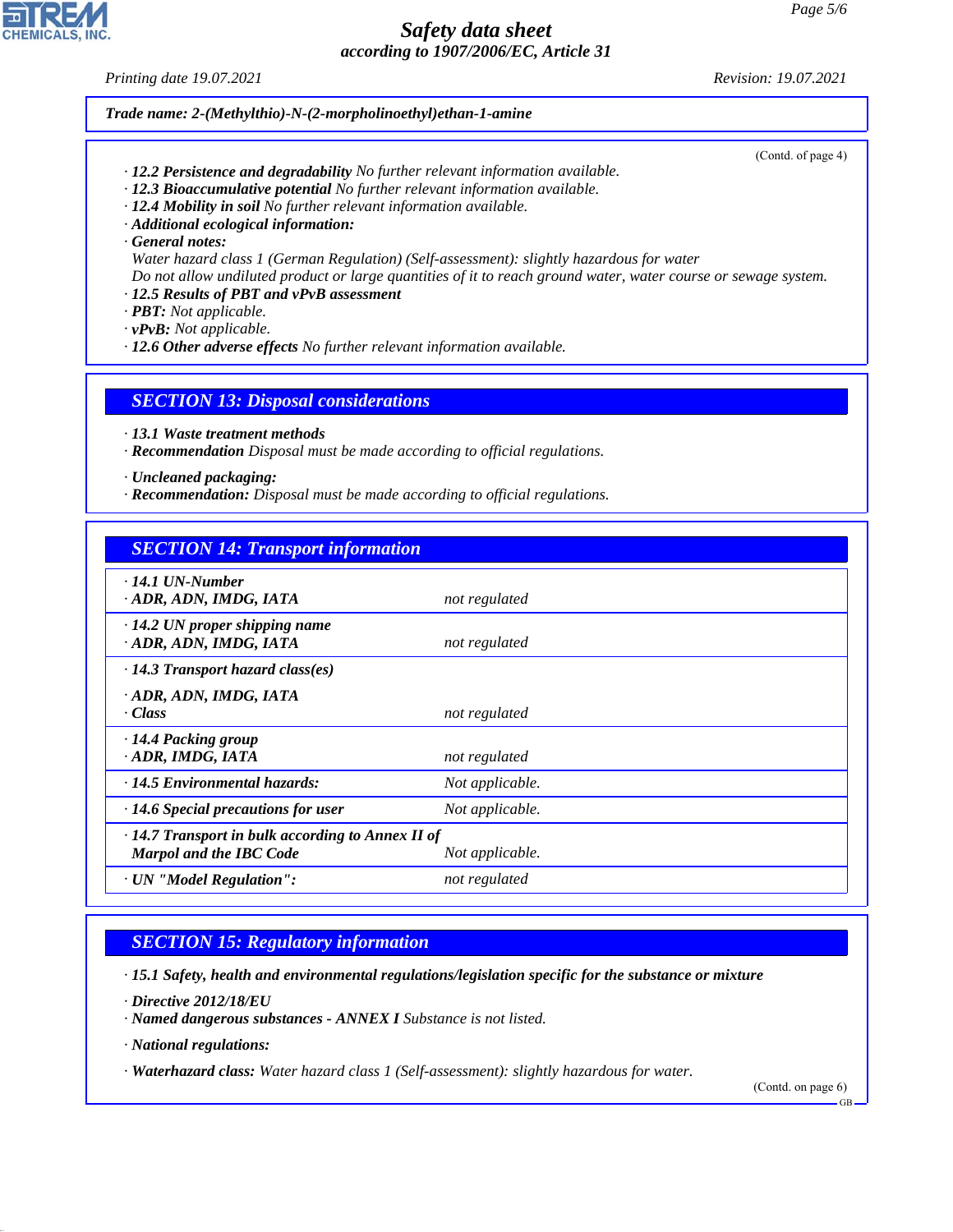**Trade name: 2-(Methylthio)-N-(2-morpholinoethyl)ethan-1-amine**

(Contd. of page 4)

· **12.2 Persistence and degradability** No further relevant information available.
· **12.3 Bioaccumulative potential** No further relevant information available.
· **12.4 Mobility in soil** No further relevant information available.
· **Additional ecological information:**
· **General notes:**
Water hazard class 1 (German Regulation) (Self-assessment): slightly hazardous for water
Do not allow undiluted product or large quantities of it to reach ground water, water course or sewage system.
· **12.5 Results of PBT and vPvB assessment**
· **PBT:** Not applicable.
· **vPvB:** Not applicable.
· **12.6 Other adverse effects** No further relevant information available.

## SECTION 13: Disposal considerations

· **13.1 Waste treatment methods**
· **Recommendation** Disposal must be made according to official regulations.

· **Uncleaned packaging:**
· **Recommendation:** Disposal must be made according to official regulations.

## SECTION 14: Transport information

| | |
|---|---|
| · **14.1 UN-Number**<br>· **ADR, ADN, IMDG, IATA** | not regulated |
| · **14.2 UN proper shipping name**<br>· **ADR, ADN, IMDG, IATA** | not regulated |
| · **14.3 Transport hazard class(es)**<br>· **ADR, ADN, IMDG, IATA**<br>· **Class** | not regulated |
| · **14.4 Packing group**<br>· **ADR, IMDG, IATA** | not regulated |
| · **14.5 Environmental hazards:** | Not applicable. |
| · **14.6 Special precautions for user** | Not applicable. |
| · **14.7 Transport in bulk according to Annex II of Marpol and the IBC Code** | Not applicable. |
| · **UN "Model Regulation":** | not regulated |

## SECTION 15: Regulatory information

· **15.1 Safety, health and environmental regulations/legislation specific for the substance or mixture**

· **Directive 2012/18/EU**
· **Named dangerous substances - ANNEX I** Substance is not listed.

· **National regulations:**

· **Waterhazard class:** Water hazard class 1 (Self-assessment): slightly hazardous for water.

(Contd. on page 6)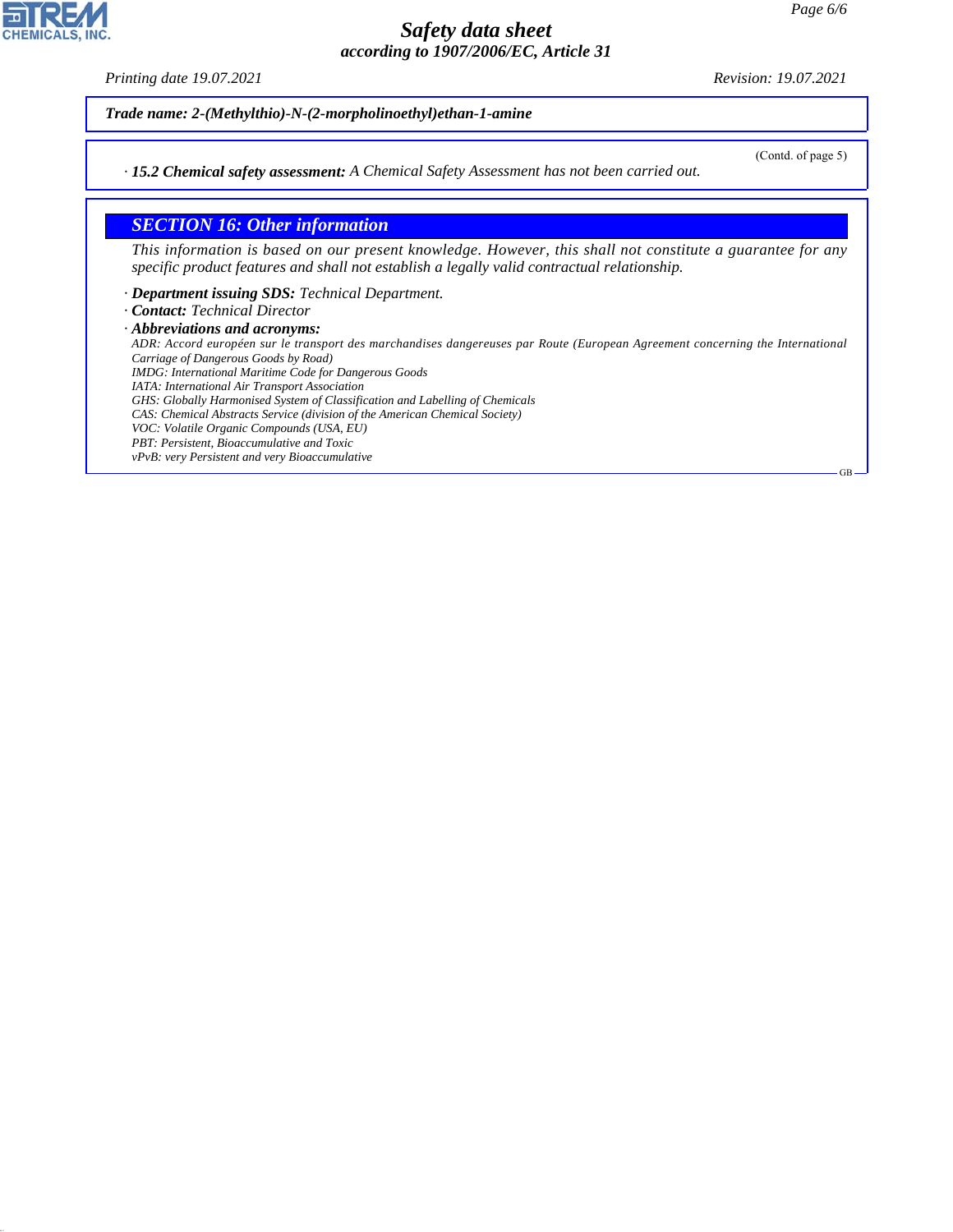**Trade name: 2-(Methylthio)-N-(2-morpholinoethyl)ethan-1-amine**

(Contd. of page 5)

· **15.2 Chemical safety assessment:** A Chemical Safety Assessment has not been carried out.

## SECTION 16: Other information

This information is based on our present knowledge. However, this shall not constitute a guarantee for any specific product features and shall not establish a legally valid contractual relationship.

· **Department issuing SDS:** Technical Department.
· **Contact:** Technical Director
· **Abbreviations and acronyms:**
ADR: Accord européen sur le transport des marchandises dangereuses par Route (European Agreement concerning the International Carriage of Dangerous Goods by Road)
IMDG: International Maritime Code for Dangerous Goods
IATA: International Air Transport Association
GHS: Globally Harmonised System of Classification and Labelling of Chemicals
CAS: Chemical Abstracts Service (division of the American Chemical Society)
VOC: Volatile Organic Compounds (USA, EU)
PBT: Persistent, Bioaccumulative and Toxic
vPvB: very Persistent and very Bioaccumulative

GB